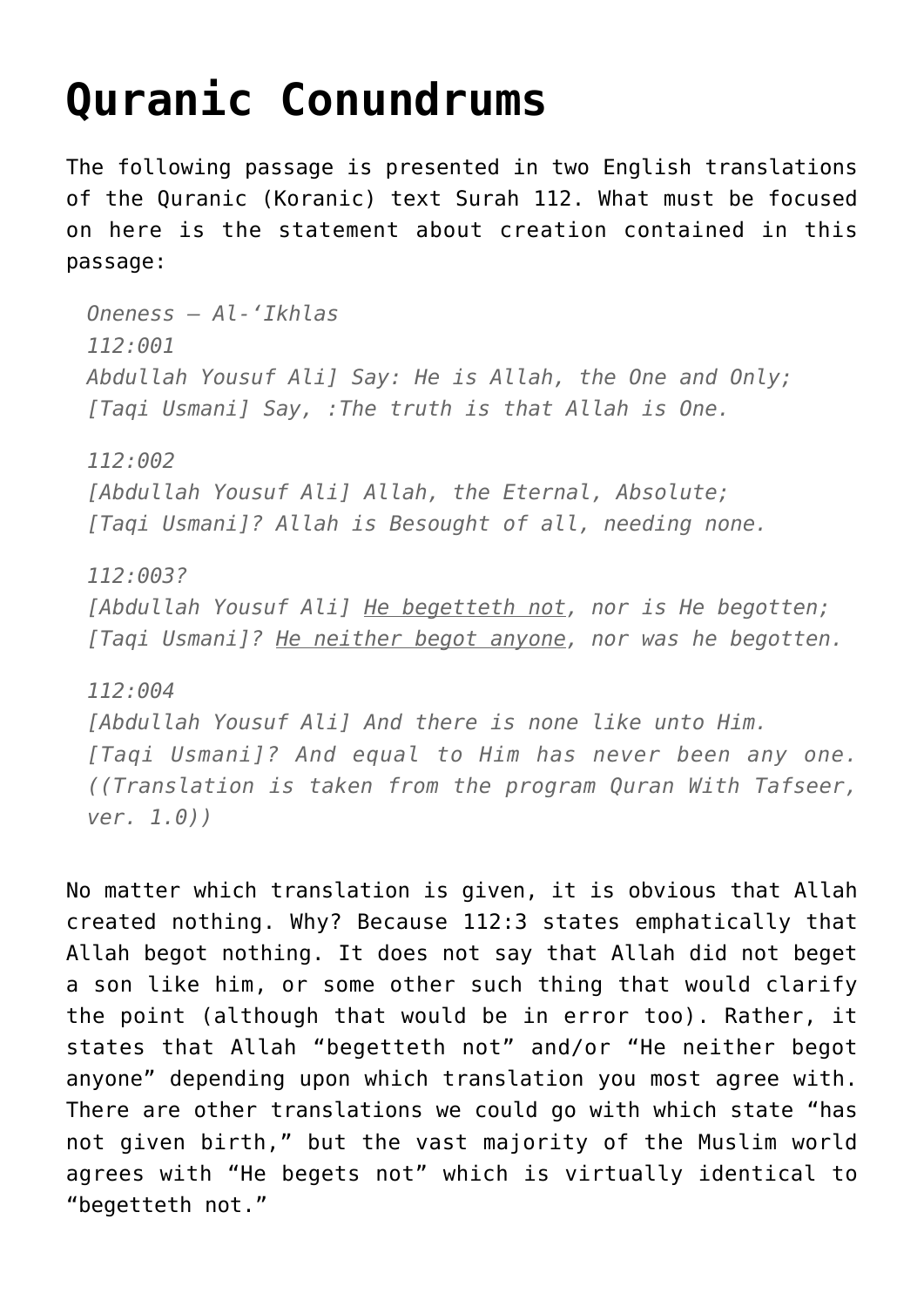# Quranic Conundrums

The following passage is presented in two English translations of the Quranic (Koranic) text Surah 112. What must be focused on here is the statement about creation contained in this passage:

> *Oneness – Al-'Ikhlas*
> *112:001*
> *Abdullah Yousuf Ali] Say: He is Allah, the One and Only;*
> *[Taqi Usmani] Say, :The truth is that Allah is One.*
>
> *112:002*
> *[Abdullah Yousuf Ali] Allah, the Eternal, Absolute;*
> *[Taqi Usmani]? Allah is Besought of all, needing none.*
>
> *112:003?*
> *[Abdullah Yousuf Ali] <u>He begetteth not</u>, nor is He begotten;*
> *[Taqi Usmani]? <u>He neither begot anyone</u>, nor was he begotten.*
>
> *112:004*
> *[Abdullah Yousuf Ali] And there is none like unto Him.*
> *[Taqi Usmani]? And equal to Him has never been any one. ((Translation is taken from the program Quran With Tafseer, ver. 1.0))*

No matter which translation is given, it is obvious that Allah created nothing. Why? Because 112:3 states emphatically that Allah begot nothing. It does not say that Allah did not beget a son like him, or some other such thing that would clarify the point (although that would be in error too). Rather, it states that Allah "begetteth not" and/or "He neither begot anyone" depending upon which translation you most agree with. There are other translations we could go with which state "has not given birth," but the vast majority of the Muslim world agrees with "He begets not" which is virtually identical to "begetteth not."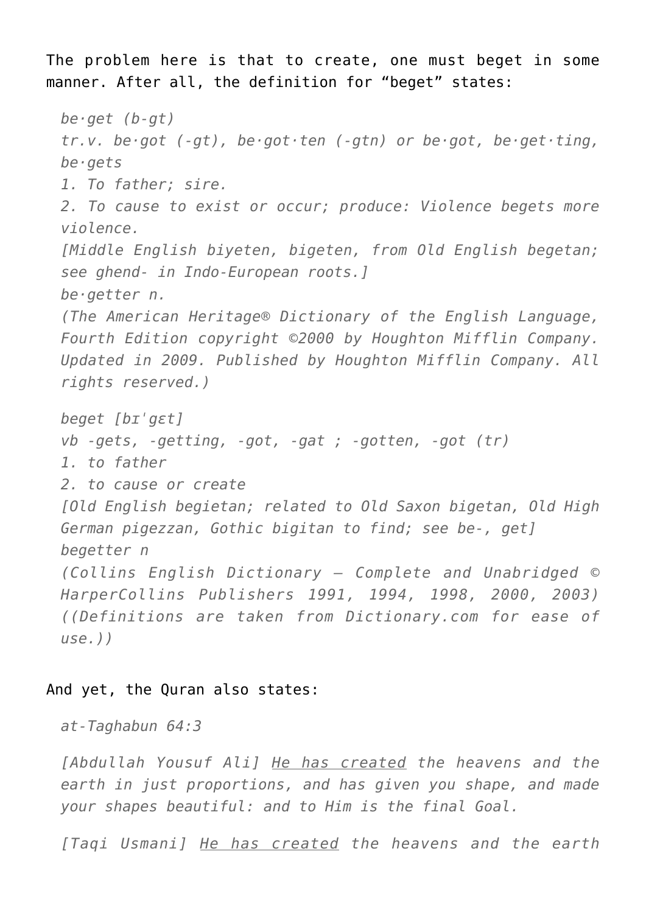The problem here is that to create, one must beget in some manner. After all, the definition for "beget" states:

> *be·get (b-gt)*
> *tr.v. be·got (-gt), be·got·ten (-gtn) or be·got, be·get·ting, be·gets*
> *1. To father; sire.*
> *2. To cause to exist or occur; produce: Violence begets more violence.*
> *[Middle English biyeten, bigeten, from Old English begetan; see ghend- in Indo-European roots.]*
> *be·getter n.*
> *(The American Heritage® Dictionary of the English Language, Fourth Edition copyright ©2000 by Houghton Mifflin Company. Updated in 2009. Published by Houghton Mifflin Company. All rights reserved.)*
>
> *beget [bɪˈɡɛt]*
> *vb -gets, -getting, -got, -gat ; -gotten, -got (tr)*
> *1. to father*
> *2. to cause or create*
> *[Old English begietan; related to Old Saxon bigetan, Old High German pigezzan, Gothic bigitan to find; see be-, get]*
> *begetter n*
> *(Collins English Dictionary – Complete and Unabridged © HarperCollins Publishers 1991, 1994, 1998, 2000, 2003)*
> *((Definitions are taken from Dictionary.com for ease of use.))*

And yet, the Quran also states:

> *at-Taghabun 64:3*
>
> *[Abdullah Yousuf Ali] He has created the heavens and the earth in just proportions, and has given you shape, and made your shapes beautiful: and to Him is the final Goal.*
>
> *[Taqi Usmani] He has created the heavens and the earth*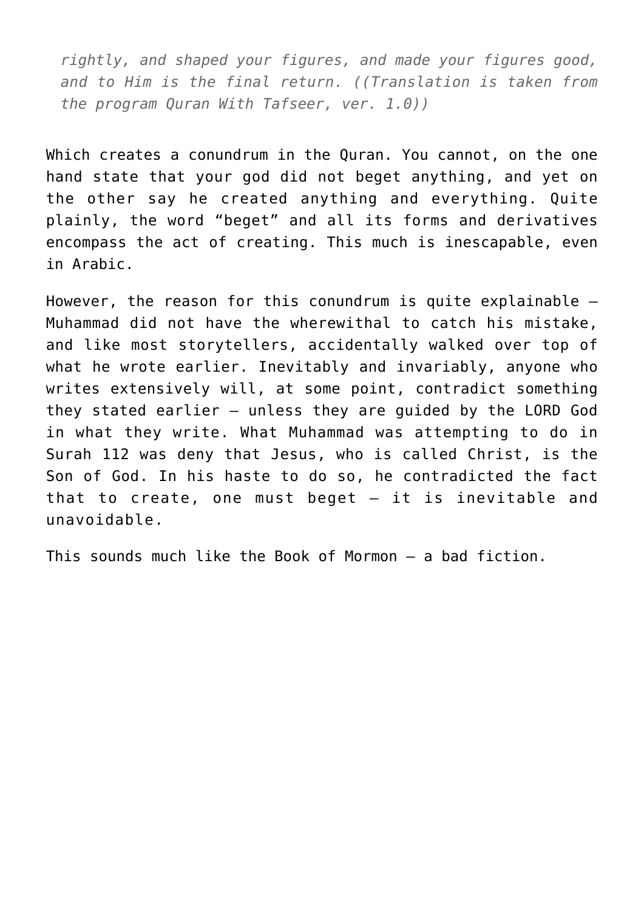> *rightly, and shaped your figures, and made your figures good, and to Him is the final return. ((Translation is taken from the program Quran With Tafseer, ver. 1.0))*

Which creates a conundrum in the Quran. You cannot, on the one hand state that your god did not beget anything, and yet on the other say he created anything and everything. Quite plainly, the word "beget" and all its forms and derivatives encompass the act of creating. This much is inescapable, even in Arabic.

However, the reason for this conundrum is quite explainable – Muhammad did not have the wherewithal to catch his mistake, and like most storytellers, accidentally walked over top of what he wrote earlier. Inevitably and invariably, anyone who writes extensively will, at some point, contradict something they stated earlier – unless they are guided by the LORD God in what they write. What Muhammad was attempting to do in Surah 112 was deny that Jesus, who is called Christ, is the Son of God. In his haste to do so, he contradicted the fact that to create, one must beget – it is inevitable and unavoidable.

This sounds much like the Book of Mormon – a bad fiction.